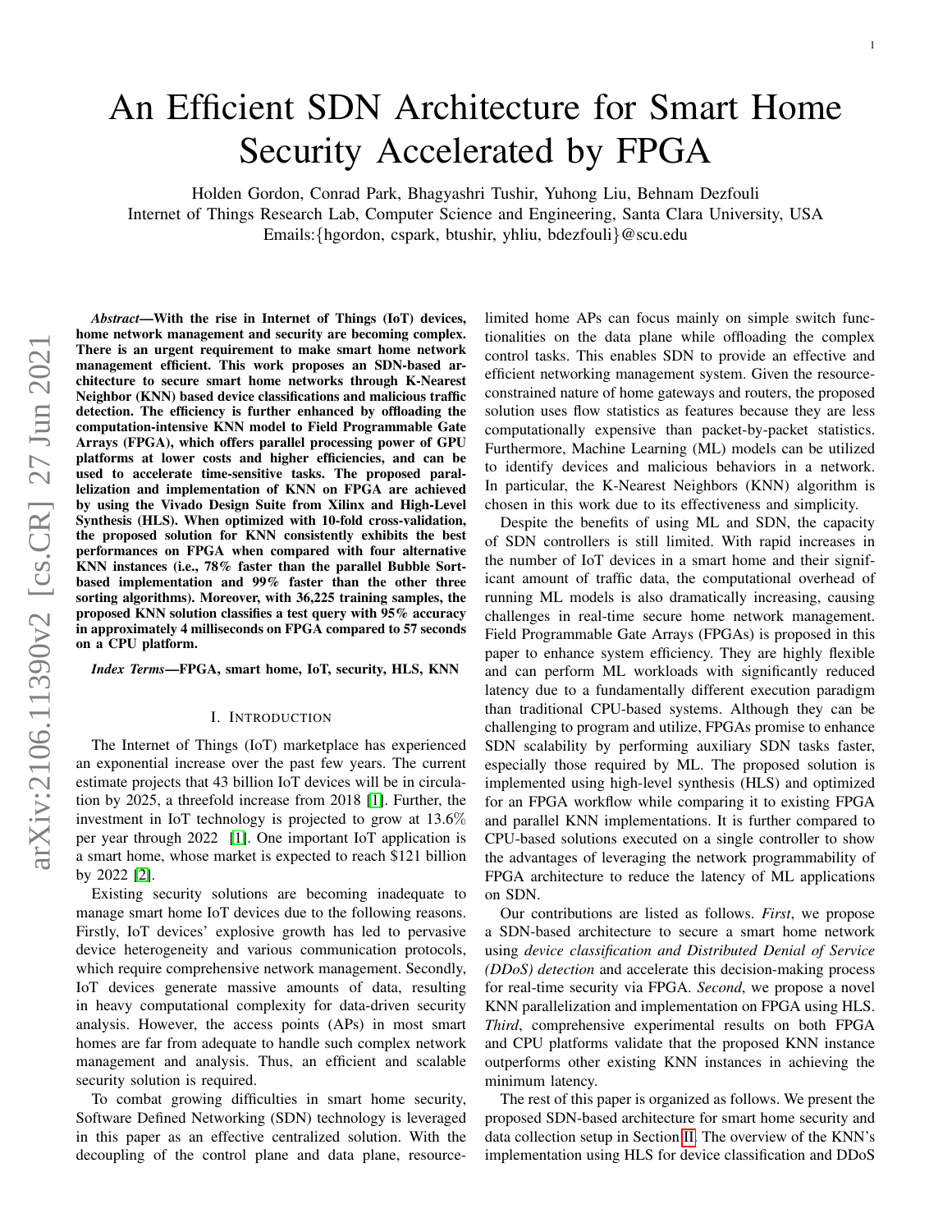# An Efficient SDN Architecture for Smart Home Security Accelerated by FPGA

Holden Gordon, Conrad Park, Bhagyashri Tushir, Yuhong Liu, Behnam Dezfouli

Internet of Things Research Lab, Computer Science and Engineering, Santa Clara University, USA

Emails:{hgordon, cspark, btushir, yhliu, bdezfouli}@scu.edu

***Abstract*—With the rise in Internet of Things (IoT) devices, home network management and security are becoming complex. There is an urgent requirement to make smart home network management efficient. This work proposes an SDN-based architecture to secure smart home networks through K-Nearest Neighbor (KNN) based device classifications and malicious traffic detection. The efficiency is further enhanced by offloading the computation-intensive KNN model to Field Programmable Gate Arrays (FPGA), which offers parallel processing power of GPU platforms at lower costs and higher efficiencies, and can be used to accelerate time-sensitive tasks. The proposed parallelization and implementation of KNN on FPGA are achieved by using the Vivado Design Suite from Xilinx and High-Level Synthesis (HLS). When optimized with 10-fold cross-validation, the proposed solution for KNN consistently exhibits the best performances on FPGA when compared with four alternative KNN instances (i.e., 78% faster than the parallel Bubble Sort-based implementation and 99% faster than the other three sorting algorithms). Moreover, with 36,225 training samples, the proposed KNN solution classifies a test query with 95% accuracy in approximately 4 milliseconds on FPGA compared to 57 seconds on a CPU platform.**

***Index Terms*—FPGA, smart home, IoT, security, HLS, KNN**

## I. Introduction

The Internet of Things (IoT) marketplace has experienced an exponential increase over the past few years. The current estimate projects that 43 billion IoT devices will be in circulation by 2025, a threefold increase from 2018 [1]. Further, the investment in IoT technology is projected to grow at 13.6% per year through 2022 [1]. One important IoT application is a smart home, whose market is expected to reach $121 billion by 2022 [2].

Existing security solutions are becoming inadequate to manage smart home IoT devices due to the following reasons. Firstly, IoT devices' explosive growth has led to pervasive device heterogeneity and various communication protocols, which require comprehensive network management. Secondly, IoT devices generate massive amounts of data, resulting in heavy computational complexity for data-driven security analysis. However, the access points (APs) in most smart homes are far from adequate to handle such complex network management and analysis. Thus, an efficient and scalable security solution is required.

To combat growing difficulties in smart home security, Software Defined Networking (SDN) technology is leveraged in this paper as an effective centralized solution. With the decoupling of the control plane and data plane, resource-limited home APs can focus mainly on simple switch functionalities on the data plane while offloading the complex control tasks. This enables SDN to provide an effective and efficient networking management system. Given the resource-constrained nature of home gateways and routers, the proposed solution uses flow statistics as features because they are less computationally expensive than packet-by-packet statistics. Furthermore, Machine Learning (ML) models can be utilized to identify devices and malicious behaviors in a network. In particular, the K-Nearest Neighbors (KNN) algorithm is chosen in this work due to its effectiveness and simplicity.

Despite the benefits of using ML and SDN, the capacity of SDN controllers is still limited. With rapid increases in the number of IoT devices in a smart home and their significant amount of traffic data, the computational overhead of running ML models is also dramatically increasing, causing challenges in real-time secure home network management. Field Programmable Gate Arrays (FPGAs) is proposed in this paper to enhance system efficiency. They are highly flexible and can perform ML workloads with significantly reduced latency due to a fundamentally different execution paradigm than traditional CPU-based systems. Although they can be challenging to program and utilize, FPGAs promise to enhance SDN scalability by performing auxiliary SDN tasks faster, especially those required by ML. The proposed solution is implemented using high-level synthesis (HLS) and optimized for an FPGA workflow while comparing it to existing FPGA and parallel KNN implementations. It is further compared to CPU-based solutions executed on a single controller to show the advantages of leveraging the network programmability of FPGA architecture to reduce the latency of ML applications on SDN.

Our contributions are listed as follows. *First*, we propose a SDN-based architecture to secure a smart home network using *device classification and Distributed Denial of Service (DDoS) detection* and accelerate this decision-making process for real-time security via FPGA. *Second*, we propose a novel KNN parallelization and implementation on FPGA using HLS. *Third*, comprehensive experimental results on both FPGA and CPU platforms validate that the proposed KNN instance outperforms other existing KNN instances in achieving the minimum latency.

The rest of this paper is organized as follows. We present the proposed SDN-based architecture for smart home security and data collection setup in Section II. The overview of the KNN's implementation using HLS for device classification and DDoS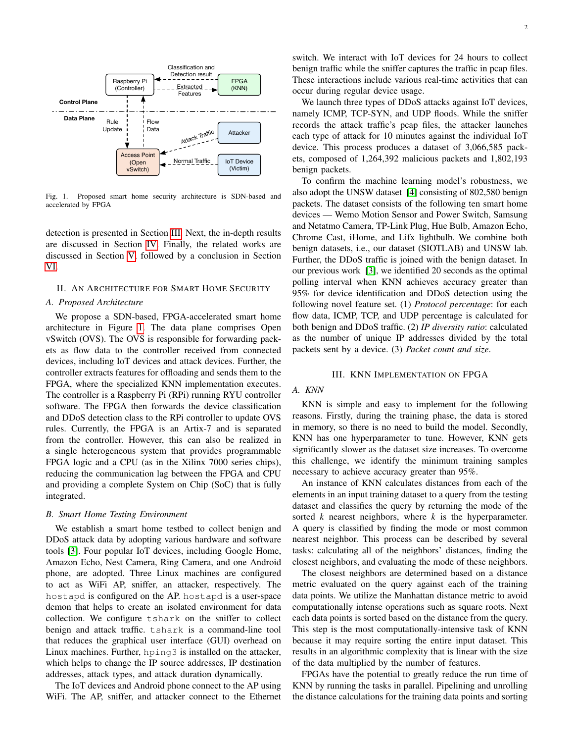Fig. 1. Proposed smart home security architecture is SDN-based and accelerated by FPGA

detection is presented in Section III. Next, the in-depth results are discussed in Section IV. Finally, the related works are discussed in Section V, followed by a conclusion in Section VI.

## II. An Architecture for Smart Home Security

### A. Proposed Architecture

We propose a SDN-based, FPGA-accelerated smart home architecture in Figure 1. The data plane comprises Open vSwitch (OVS). The OVS is responsible for forwarding packets as flow data to the controller received from connected devices, including IoT devices and attack devices. Further, the controller extracts features for offloading and sends them to the FPGA, where the specialized KNN implementation executes. The controller is a Raspberry Pi (RPi) running RYU controller software. The FPGA then forwards the device classification and DDoS detection class to the RPi controller to update OVS rules. Currently, the FPGA is an Artix-7 and is separated from the controller. However, this can also be realized in a single heterogeneous system that provides programmable FPGA logic and a CPU (as in the Xilinx 7000 series chips), reducing the communication lag between the FPGA and CPU and providing a complete System on Chip (SoC) that is fully integrated.

### B. Smart Home Testing Environment

We establish a smart home testbed to collect benign and DDoS attack data by adopting various hardware and software tools [3]. Four popular IoT devices, including Google Home, Amazon Echo, Nest Camera, Ring Camera, and one Android phone, are adopted. Three Linux machines are configured to act as WiFi AP, sniffer, an attacker, respectively. The `hostapd` is configured on the AP. `hostapd` is a user-space demon that helps to create an isolated environment for data collection. We configure `tshark` on the sniffer to collect benign and attack traffic. `tshark` is a command-line tool that reduces the graphical user interface (GUI) overhead on Linux machines. Further, `hping3` is installed on the attacker, which helps to change the IP source addresses, IP destination addresses, attack types, and attack duration dynamically.

The IoT devices and Android phone connect to the AP using WiFi. The AP, sniffer, and attacker connect to the Ethernet switch. We interact with IoT devices for 24 hours to collect benign traffic while the sniffer captures the traffic in pcap files. These interactions include various real-time activities that can occur during regular device usage.

We launch three types of DDoS attacks against IoT devices, namely ICMP, TCP-SYN, and UDP floods. While the sniffer records the attack traffic's pcap files, the attacker launches each type of attack for 10 minutes against the individual IoT device. This process produces a dataset of 3,066,585 packets, composed of 1,264,392 malicious packets and 1,802,193 benign packets.

To confirm the machine learning model's robustness, we also adopt the UNSW dataset [4] consisting of 802,580 benign packets. The dataset consists of the following ten smart home devices — Wemo Motion Sensor and Power Switch, Samsung and Netatmo Camera, TP-Link Plug, Hue Bulb, Amazon Echo, Chrome Cast, iHome, and Lifx lightbulb. We combine both benign datasets, i.e., our dataset (SIOTLAB) and UNSW lab. Further, the DDoS traffic is joined with the benign dataset. In our previous work [3], we identified 20 seconds as the optimal polling interval when KNN achieves accuracy greater than 95% for device identification and DDoS detection using the following novel feature set. (1) *Protocol percentage*: for each flow data, ICMP, TCP, and UDP percentage is calculated for both benign and DDoS traffic. (2) *IP diversity ratio*: calculated as the number of unique IP addresses divided by the total packets sent by a device. (3) *Packet count and size*.

## III. KNN Implementation on FPGA

### A. KNN

KNN is simple and easy to implement for the following reasons. Firstly, during the training phase, the data is stored in memory, so there is no need to build the model. Secondly, KNN has one hyperparameter to tune. However, KNN gets significantly slower as the dataset size increases. To overcome this challenge, we identify the minimum training samples necessary to achieve accuracy greater than 95%.

An instance of KNN calculates distances from each of the elements in an input training dataset to a query from the testing dataset and classifies the query by returning the mode of the sorted $k$ nearest neighbors, where $k$ is the hyperparameter. A query is classified by finding the mode or most common nearest neighbor. This process can be described by several tasks: calculating all of the neighbors' distances, finding the closest neighbors, and evaluating the mode of these neighbors.

The closest neighbors are determined based on a distance metric evaluated on the query against each of the training data points. We utilize the Manhattan distance metric to avoid computationally intense operations such as square roots. Next each data points is sorted based on the distance from the query. This step is the most computationally-intensive task of KNN because it may require sorting the entire input dataset. This results in an algorithmic complexity that is linear with the size of the data multiplied by the number of features.

FPGAs have the potential to greatly reduce the run time of KNN by running the tasks in parallel. Pipelining and unrolling the distance calculations for the training data points and sorting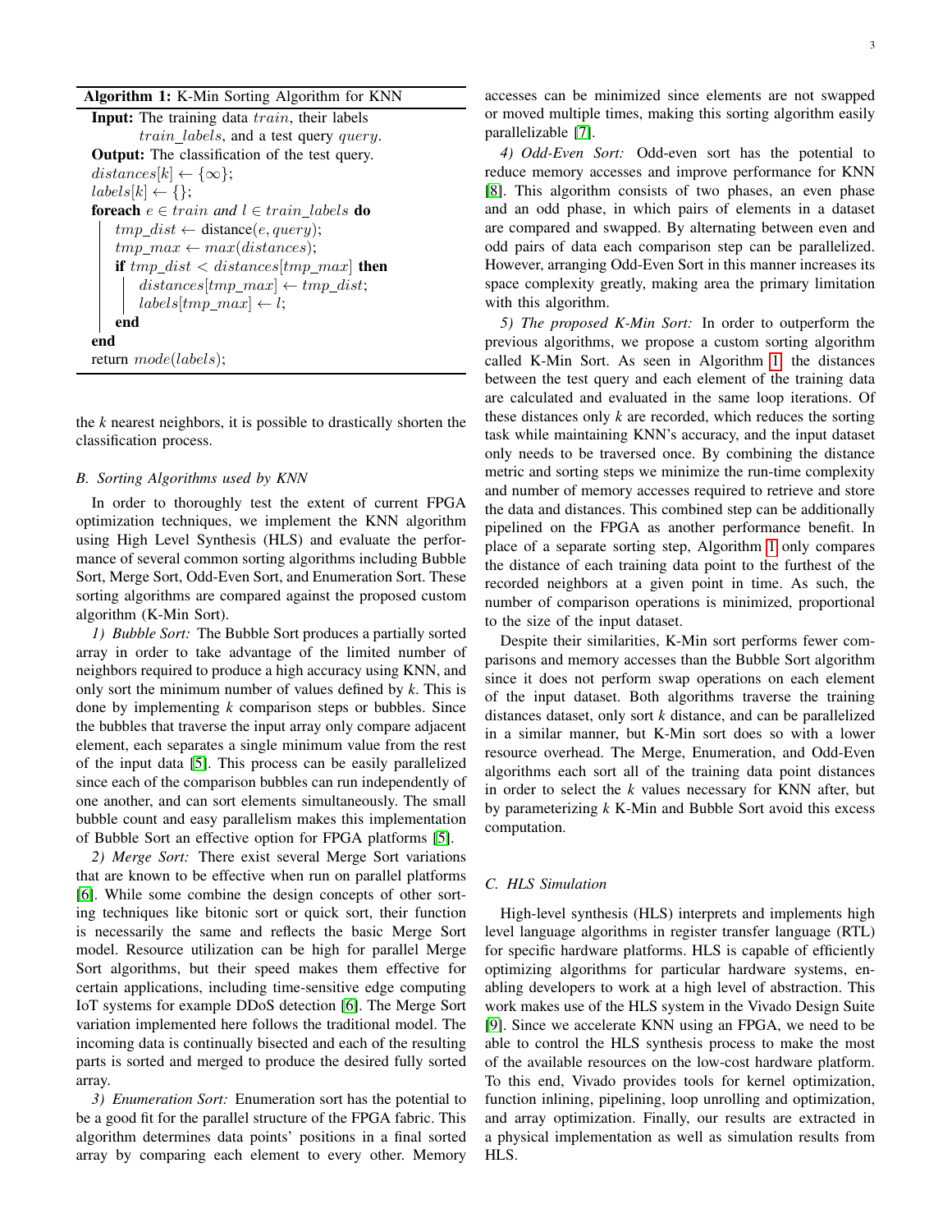**Algorithm 1:** K-Min Sorting Algorithm for KNN

```
Input: The training data train, their labels
       train_labels, and a test query query.
Output: The classification of the test query.
distances[k] ← {∞};
labels[k] ← {};
foreach e ∈ train and l ∈ train_labels do
    tmp_dist ← distance(e, query);
    tmp_max ← max(distances);
    if tmp_dist < distances[tmp_max] then
        distances[tmp_max] ← tmp_dist;
        labels[tmp_max] ← l;
    end
end
return mode(labels);
```

the *k* nearest neighbors, it is possible to drastically shorten the classification process.

### B. Sorting Algorithms used by KNN

In order to thoroughly test the extent of current FPGA optimization techniques, we implement the KNN algorithm using High Level Synthesis (HLS) and evaluate the performance of several common sorting algorithms including Bubble Sort, Merge Sort, Odd-Even Sort, and Enumeration Sort. These sorting algorithms are compared against the proposed custom algorithm (K-Min Sort).

*1) Bubble Sort:* The Bubble Sort produces a partially sorted array in order to take advantage of the limited number of neighbors required to produce a high accuracy using KNN, and only sort the minimum number of values defined by *k*. This is done by implementing *k* comparison steps or bubbles. Since the bubbles that traverse the input array only compare adjacent element, each separates a single minimum value from the rest of the input data [5]. This process can be easily parallelized since each of the comparison bubbles can run independently of one another, and can sort elements simultaneously. The small bubble count and easy parallelism makes this implementation of Bubble Sort an effective option for FPGA platforms [5].

*2) Merge Sort:* There exist several Merge Sort variations that are known to be effective when run on parallel platforms [6]. While some combine the design concepts of other sorting techniques like bitonic sort or quick sort, their function is necessarily the same and reflects the basic Merge Sort model. Resource utilization can be high for parallel Merge Sort algorithms, but their speed makes them effective for certain applications, including time-sensitive edge computing IoT systems for example DDoS detection [6]. The Merge Sort variation implemented here follows the traditional model. The incoming data is continually bisected and each of the resulting parts is sorted and merged to produce the desired fully sorted array.

*3) Enumeration Sort:* Enumeration sort has the potential to be a good fit for the parallel structure of the FPGA fabric. This algorithm determines data points' positions in a final sorted array by comparing each element to every other. Memory accesses can be minimized since elements are not swapped or moved multiple times, making this sorting algorithm easily parallelizable [7].

*4) Odd-Even Sort:* Odd-even sort has the potential to reduce memory accesses and improve performance for KNN [8]. This algorithm consists of two phases, an even phase and an odd phase, in which pairs of elements in a dataset are compared and swapped. By alternating between even and odd pairs of data each comparison step can be parallelized. However, arranging Odd-Even Sort in this manner increases its space complexity greatly, making area the primary limitation with this algorithm.

*5) The proposed K-Min Sort:* In order to outperform the previous algorithms, we propose a custom sorting algorithm called K-Min Sort. As seen in Algorithm 1, the distances between the test query and each element of the training data are calculated and evaluated in the same loop iterations. Of these distances only *k* are recorded, which reduces the sorting task while maintaining KNN's accuracy, and the input dataset only needs to be traversed once. By combining the distance metric and sorting steps we minimize the run-time complexity and number of memory accesses required to retrieve and store the data and distances. This combined step can be additionally pipelined on the FPGA as another performance benefit. In place of a separate sorting step, Algorithm 1 only compares the distance of each training data point to the furthest of the recorded neighbors at a given point in time. As such, the number of comparison operations is minimized, proportional to the size of the input dataset.

Despite their similarities, K-Min sort performs fewer comparisons and memory accesses than the Bubble Sort algorithm since it does not perform swap operations on each element of the input dataset. Both algorithms traverse the training distances dataset, only sort *k* distance, and can be parallelized in a similar manner, but K-Min sort does so with a lower resource overhead. The Merge, Enumeration, and Odd-Even algorithms each sort all of the training data point distances in order to select the *k* values necessary for KNN after, but by parameterizing *k* K-Min and Bubble Sort avoid this excess computation.

### C. HLS Simulation

High-level synthesis (HLS) interprets and implements high level language algorithms in register transfer language (RTL) for specific hardware platforms. HLS is capable of efficiently optimizing algorithms for particular hardware systems, enabling developers to work at a high level of abstraction. This work makes use of the HLS system in the Vivado Design Suite [9]. Since we accelerate KNN using an FPGA, we need to be able to control the HLS synthesis process to make the most of the available resources on the low-cost hardware platform. To this end, Vivado provides tools for kernel optimization, function inlining, pipelining, loop unrolling and optimization, and array optimization. Finally, our results are extracted in a physical implementation as well as simulation results from HLS.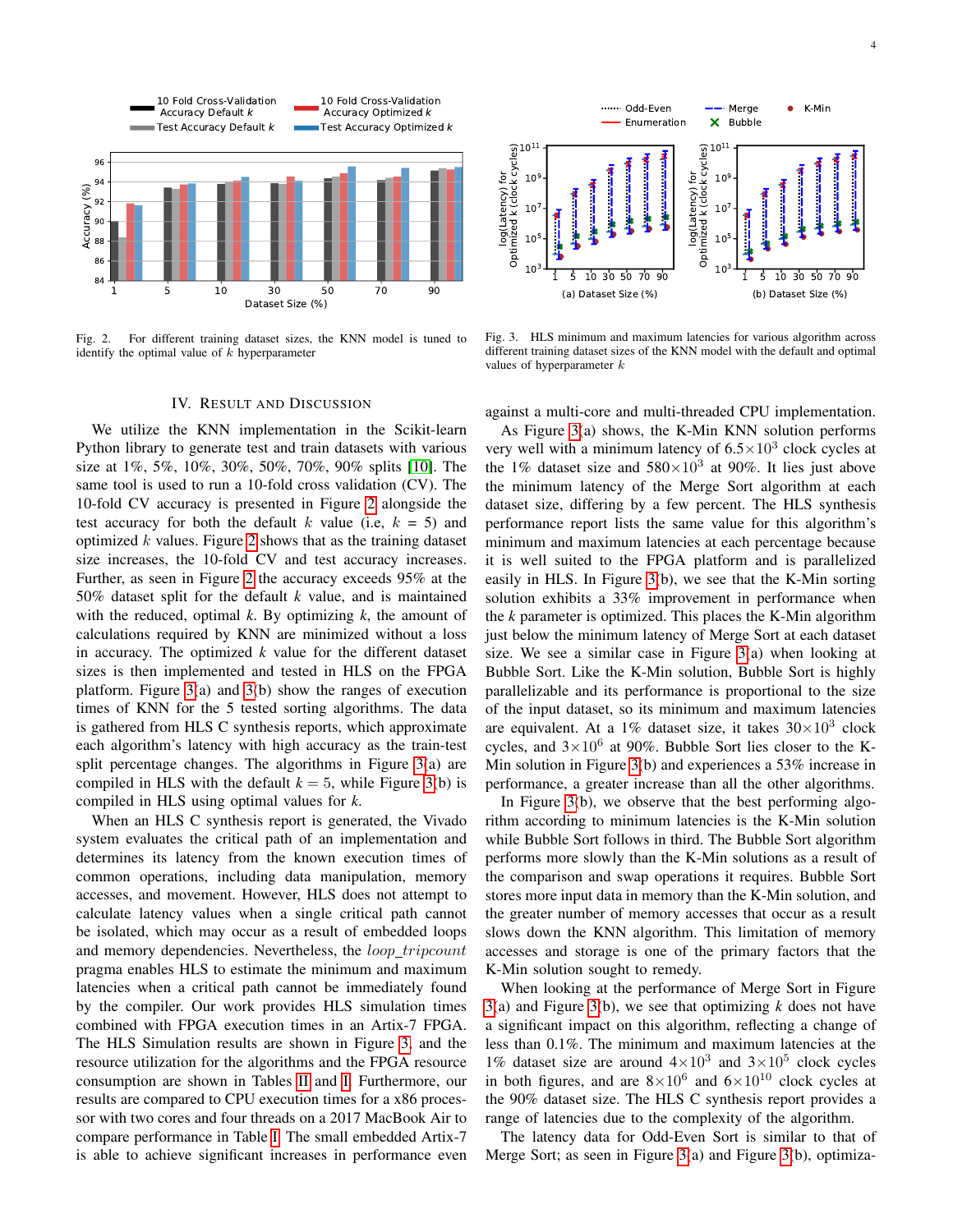Fig. 2. For different training dataset sizes, the KNN model is tuned to identify the optimal value of $k$ hyperparameter

Fig. 3. HLS minimum and maximum latencies for various algorithm across different training dataset sizes of the KNN model with the default and optimal values of hyperparameter $k$

## IV. Result and Discussion

We utilize the KNN implementation in the Scikit-learn Python library to generate test and train datasets with various size at 1%, 5%, 10%, 30%, 50%, 70%, 90% splits [10]. The same tool is used to run a 10-fold cross validation (CV). The 10-fold CV accuracy is presented in Figure 2 alongside the test accuracy for both the default $k$ value (i.e, $k$ = 5) and optimized $k$ values. Figure 2 shows that as the training dataset size increases, the 10-fold CV and test accuracy increases. Further, as seen in Figure 2 the accuracy exceeds 95% at the 50% dataset split for the default $k$ value, and is maintained with the reduced, optimal $k$. By optimizing $k$, the amount of calculations required by KNN are minimized without a loss in accuracy. The optimized $k$ value for the different dataset sizes is then implemented and tested in HLS on the FPGA platform. Figure 3(a) and 3(b) show the ranges of execution times of KNN for the 5 tested sorting algorithms. The data is gathered from HLS C synthesis reports, which approximate each algorithm's latency with high accuracy as the train-test split percentage changes. The algorithms in Figure 3(a) are compiled in HLS with the default $k = 5$, while Figure 3(b) is compiled in HLS using optimal values for $k$.

When an HLS C synthesis report is generated, the Vivado system evaluates the critical path of an implementation and determines its latency from the known execution times of common operations, including data manipulation, memory accesses, and movement. However, HLS does not attempt to calculate latency values when a single critical path cannot be isolated, which may occur as a result of embedded loops and memory dependencies. Nevertheless, the *loop_tripcount* pragma enables HLS to estimate the minimum and maximum latencies when a critical path cannot be immediately found by the compiler. Our work provides HLS simulation times combined with FPGA execution times in an Artix-7 FPGA. The HLS Simulation results are shown in Figure 3, and the resource utilization for the algorithms and the FPGA resource consumption are shown in Tables II and I. Furthermore, our results are compared to CPU execution times for a x86 processor with two cores and four threads on a 2017 MacBook Air to compare performance in Table I. The small embedded Artix-7 is able to achieve significant increases in performance even against a multi-core and multi-threaded CPU implementation.

As Figure 3(a) shows, the K-Min KNN solution performs very well with a minimum latency of $6.5\times10^3$ clock cycles at the 1% dataset size and $580\times10^3$ at 90%. It lies just above the minimum latency of the Merge Sort algorithm at each dataset size, differing by a few percent. The HLS synthesis performance report lists the same value for this algorithm's minimum and maximum latencies at each percentage because it is well suited to the FPGA platform and is parallelized easily in HLS. In Figure 3(b), we see that the K-Min sorting solution exhibits a 33% improvement in performance when the $k$ parameter is optimized. This places the K-Min algorithm just below the minimum latency of Merge Sort at each dataset size. We see a similar case in Figure 3(a) when looking at Bubble Sort. Like the K-Min solution, Bubble Sort is highly parallelizable and its performance is proportional to the size of the input dataset, so its minimum and maximum latencies are equivalent. At a 1% dataset size, it takes $30\times10^3$ clock cycles, and $3\times10^6$ at 90%. Bubble Sort lies closer to the K-Min solution in Figure 3(b) and experiences a 53% increase in performance, a greater increase than all the other algorithms.

In Figure 3(b), we observe that the best performing algorithm according to minimum latencies is the K-Min solution while Bubble Sort follows in third. The Bubble Sort algorithm performs more slowly than the K-Min solutions as a result of the comparison and swap operations it requires. Bubble Sort stores more input data in memory than the K-Min solution, and the greater number of memory accesses that occur as a result slows down the KNN algorithm. This limitation of memory accesses and storage is one of the primary factors that the K-Min solution sought to remedy.

When looking at the performance of Merge Sort in Figure 3(a) and Figure 3(b), we see that optimizing $k$ does not have a significant impact on this algorithm, reflecting a change of less than 0.1%. The minimum and maximum latencies at the 1% dataset size are around $4\times10^3$ and $3\times10^5$ clock cycles in both figures, and are $8\times10^6$ and $6\times10^{10}$ clock cycles at the 90% dataset size. The HLS C synthesis report provides a range of latencies due to the complexity of the algorithm.

The latency data for Odd-Even Sort is similar to that of Merge Sort; as seen in Figure 3(a) and Figure 3(b), optimiza-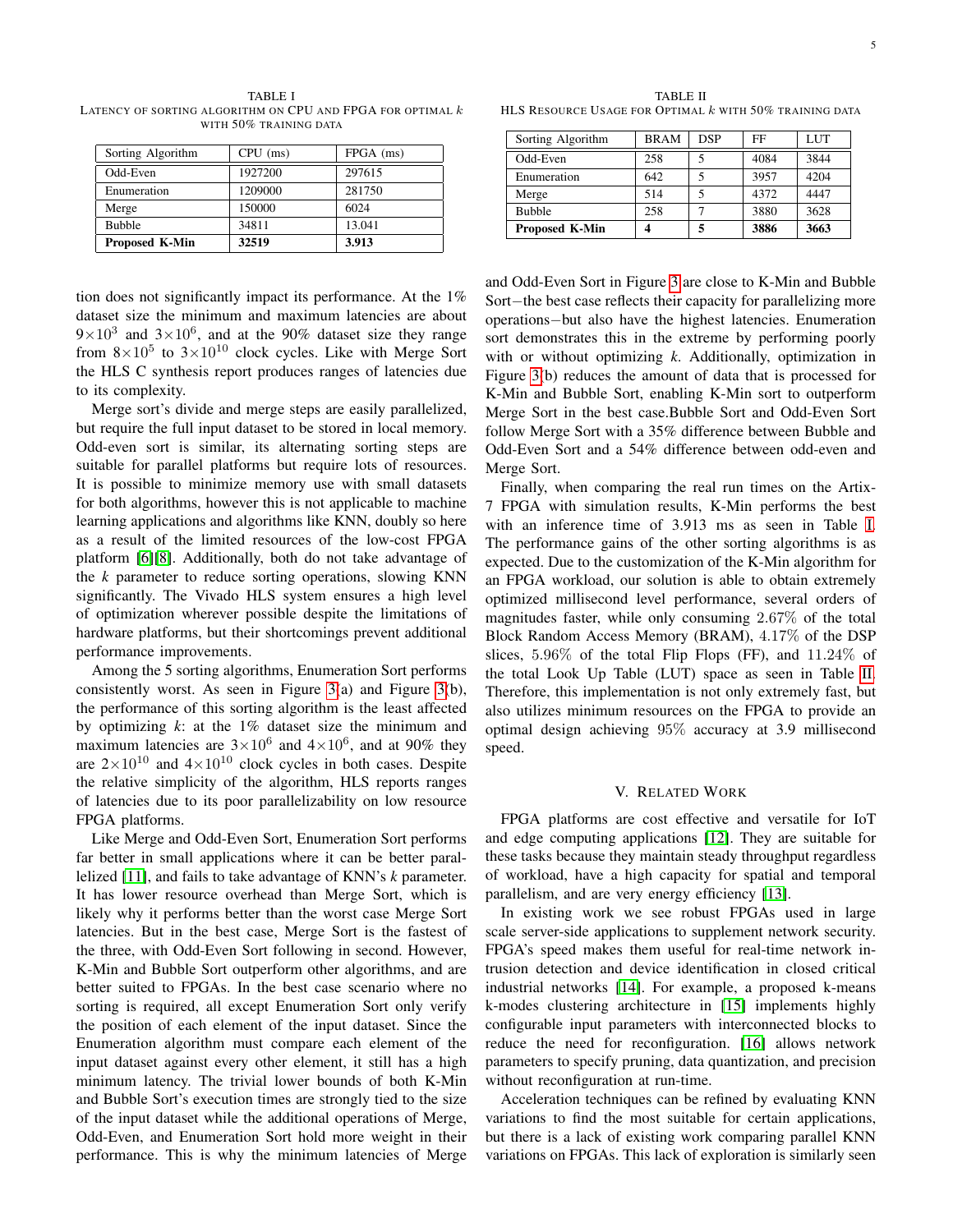TABLE I
LATENCY OF SORTING ALGORITHM ON CPU AND FPGA FOR OPTIMAL $k$ WITH 50% TRAINING DATA

| Sorting Algorithm | CPU (ms) | FPGA (ms) |
|---|---|---|
| Odd-Even | 1927200 | 297615 |
| Enumeration | 1209000 | 281750 |
| Merge | 150000 | 6024 |
| Bubble | 34811 | 13.041 |
| **Proposed K-Min** | **32519** | **3.913** |

TABLE II
HLS RESOURCE USAGE FOR OPTIMAL $k$ WITH 50% TRAINING DATA

| Sorting Algorithm | BRAM | DSP | FF | LUT |
|---|---|---|---|---|
| Odd-Even | 258 | 5 | 4084 | 3844 |
| Enumeration | 642 | 5 | 3957 | 4204 |
| Merge | 514 | 5 | 4372 | 4447 |
| Bubble | 258 | 7 | 3880 | 3628 |
| **Proposed K-Min** | **4** | **5** | **3886** | **3663** |

tion does not significantly impact its performance. At the 1% dataset size the minimum and maximum latencies are about $9\times10^3$ and $3\times10^6$, and at the 90% dataset size they range from $8\times10^5$ to $3\times10^{10}$ clock cycles. Like with Merge Sort the HLS C synthesis report produces ranges of latencies due to its complexity.

Merge sort's divide and merge steps are easily parallelized, but require the full input dataset to be stored in local memory. Odd-even sort is similar, its alternating sorting steps are suitable for parallel platforms but require lots of resources. It is possible to minimize memory use with small datasets for both algorithms, however this is not applicable to machine learning applications and algorithms like KNN, doubly so here as a result of the limited resources of the low-cost FPGA platform [6][8]. Additionally, both do not take advantage of the $k$ parameter to reduce sorting operations, slowing KNN significantly. The Vivado HLS system ensures a high level of optimization wherever possible despite the limitations of hardware platforms, but their shortcomings prevent additional performance improvements.

Among the 5 sorting algorithms, Enumeration Sort performs consistently worst. As seen in Figure 3(a) and Figure 3(b), the performance of this sorting algorithm is the least affected by optimizing $k$: at the 1% dataset size the minimum and maximum latencies are $3\times10^6$ and $4\times10^6$, and at 90% they are $2\times10^{10}$ and $4\times10^{10}$ clock cycles in both cases. Despite the relative simplicity of the algorithm, HLS reports ranges of latencies due to its poor parallelizability on low resource FPGA platforms.

Like Merge and Odd-Even Sort, Enumeration Sort performs far better in small applications where it can be better parallelized [11], and fails to take advantage of KNN's $k$ parameter. It has lower resource overhead than Merge Sort, which is likely why it performs better than the worst case Merge Sort latencies. But in the best case, Merge Sort is the fastest of the three, with Odd-Even Sort following in second. However, K-Min and Bubble Sort outperform other algorithms, and are better suited to FPGAs. In the best case scenario where no sorting is required, all except Enumeration Sort only verify the position of each element of the input dataset. Since the Enumeration algorithm must compare each element of the input dataset against every other element, it still has a high minimum latency. The trivial lower bounds of both K-Min and Bubble Sort's execution times are strongly tied to the size of the input dataset while the additional operations of Merge, Odd-Even, and Enumeration Sort hold more weight in their performance. This is why the minimum latencies of Merge and Odd-Even Sort in Figure 3 are close to K-Min and Bubble Sort−the best case reflects their capacity for parallelizing more operations−but also have the highest latencies. Enumeration sort demonstrates this in the extreme by performing poorly with or without optimizing $k$. Additionally, optimization in Figure 3(b) reduces the amount of data that is processed for K-Min and Bubble Sort, enabling K-Min sort to outperform Merge Sort in the best case.Bubble Sort and Odd-Even Sort follow Merge Sort with a 35% difference between Bubble and Odd-Even Sort and a 54% difference between odd-even and Merge Sort.

Finally, when comparing the real run times on the Artix-7 FPGA with simulation results, K-Min performs the best with an inference time of 3.913 ms as seen in Table I. The performance gains of the other sorting algorithms is as expected. Due to the customization of the K-Min algorithm for an FPGA workload, our solution is able to obtain extremely optimized millisecond level performance, several orders of magnitudes faster, while only consuming 2.67% of the total Block Random Access Memory (BRAM), 4.17% of the DSP slices, 5.96% of the total Flip Flops (FF), and 11.24% of the total Look Up Table (LUT) space as seen in Table II. Therefore, this implementation is not only extremely fast, but also utilizes minimum resources on the FPGA to provide an optimal design achieving 95% accuracy at 3.9 millisecond speed.

## V. RELATED WORK

FPGA platforms are cost effective and versatile for IoT and edge computing applications [12]. They are suitable for these tasks because they maintain steady throughput regardless of workload, have a high capacity for spatial and temporal parallelism, and are very energy efficiency [13].

In existing work we see robust FPGAs used in large scale server-side applications to supplement network security. FPGA's speed makes them useful for real-time network intrusion detection and device identification in closed critical industrial networks [14]. For example, a proposed k-means k-modes clustering architecture in [15] implements highly configurable input parameters with interconnected blocks to reduce the need for reconfiguration. [16] allows network parameters to specify pruning, data quantization, and precision without reconfiguration at run-time.

Acceleration techniques can be refined by evaluating KNN variations to find the most suitable for certain applications, but there is a lack of existing work comparing parallel KNN variations on FPGAs. This lack of exploration is similarly seen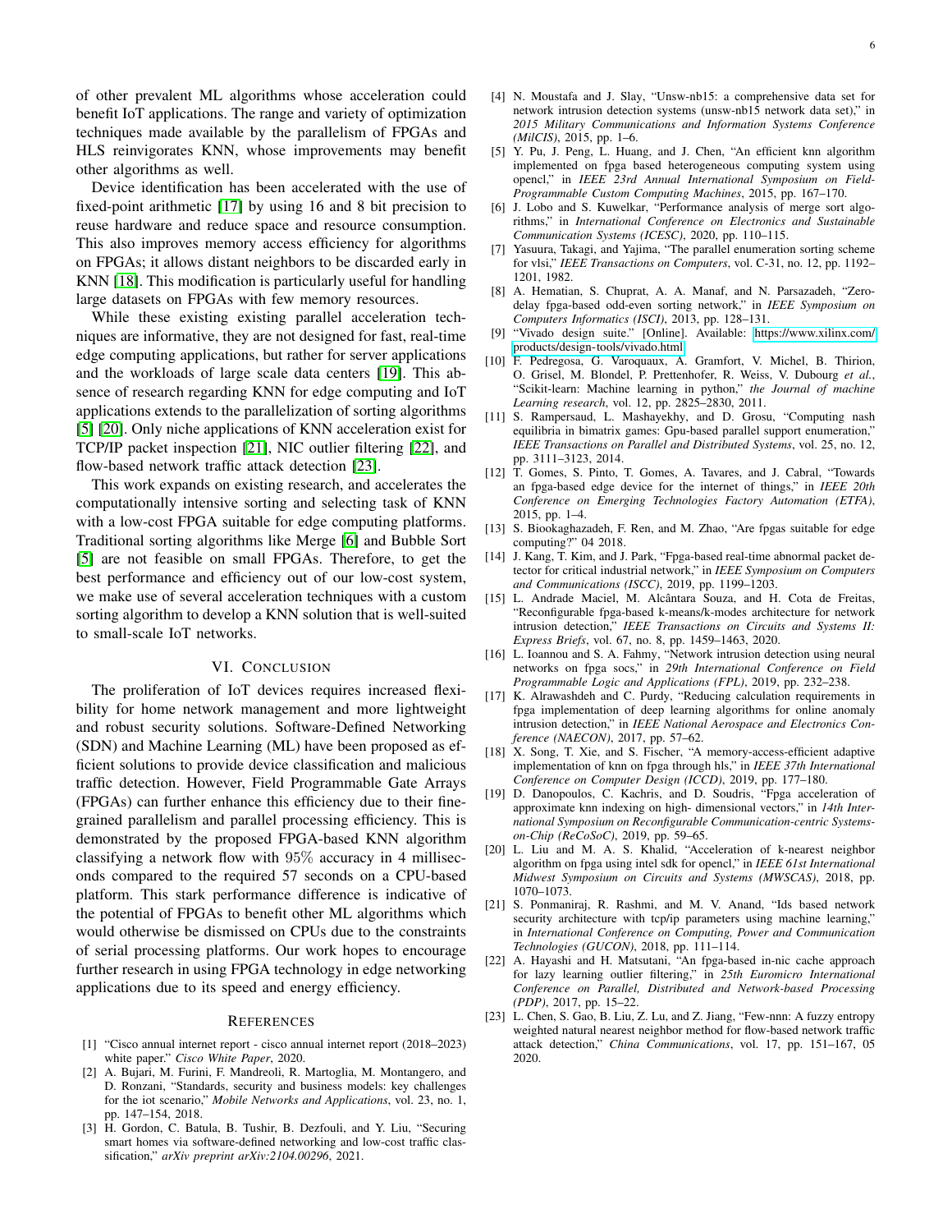of other prevalent ML algorithms whose acceleration could benefit IoT applications. The range and variety of optimization techniques made available by the parallelism of FPGAs and HLS reinvigorates KNN, whose improvements may benefit other algorithms as well.

Device identification has been accelerated with the use of fixed-point arithmetic [17] by using 16 and 8 bit precision to reuse hardware and reduce space and resource consumption. This also improves memory access efficiency for algorithms on FPGAs; it allows distant neighbors to be discarded early in KNN [18]. This modification is particularly useful for handling large datasets on FPGAs with few memory resources.

While these existing existing parallel acceleration techniques are informative, they are not designed for fast, real-time edge computing applications, but rather for server applications and the workloads of large scale data centers [19]. This absence of research regarding KNN for edge computing and IoT applications extends to the parallelization of sorting algorithms [5] [20]. Only niche applications of KNN acceleration exist for TCP/IP packet inspection [21], NIC outlier filtering [22], and flow-based network traffic attack detection [23].

This work expands on existing research, and accelerates the computationally intensive sorting and selecting task of KNN with a low-cost FPGA suitable for edge computing platforms. Traditional sorting algorithms like Merge [6] and Bubble Sort [5] are not feasible on small FPGAs. Therefore, to get the best performance and efficiency out of our low-cost system, we make use of several acceleration techniques with a custom sorting algorithm to develop a KNN solution that is well-suited to small-scale IoT networks.

## VI. Conclusion

The proliferation of IoT devices requires increased flexibility for home network management and more lightweight and robust security solutions. Software-Defined Networking (SDN) and Machine Learning (ML) have been proposed as efficient solutions to provide device classification and malicious traffic detection. However, Field Programmable Gate Arrays (FPGAs) can further enhance this efficiency due to their fine-grained parallelism and parallel processing efficiency. This is demonstrated by the proposed FPGA-based KNN algorithm classifying a network flow with 95% accuracy in 4 milliseconds compared to the required 57 seconds on a CPU-based platform. This stark performance difference is indicative of the potential of FPGAs to benefit other ML algorithms which would otherwise be dismissed on CPUs due to the constraints of serial processing platforms. Our work hopes to encourage further research in using FPGA technology in edge networking applications due to its speed and energy efficiency.

## References

[1] "Cisco annual internet report - cisco annual internet report (2018–2023) white paper." *Cisco White Paper*, 2020.

[2] A. Bujari, M. Furini, F. Mandreoli, R. Martoglia, M. Montangero, and D. Ronzani, "Standards, security and business models: key challenges for the iot scenario," *Mobile Networks and Applications*, vol. 23, no. 1, pp. 147–154, 2018.

[3] H. Gordon, C. Batula, B. Tushir, B. Dezfouli, and Y. Liu, "Securing smart homes via software-defined networking and low-cost traffic classification," *arXiv preprint arXiv:2104.00296*, 2021.

[4] N. Moustafa and J. Slay, "Unsw-nb15: a comprehensive data set for network intrusion detection systems (unsw-nb15 network data set)," in *2015 Military Communications and Information Systems Conference (MilCIS)*, 2015, pp. 1–6.

[5] Y. Pu, J. Peng, L. Huang, and J. Chen, "An efficient knn algorithm implemented on fpga based heterogeneous computing system using opencl," in *IEEE 23rd Annual International Symposium on Field-Programmable Custom Computing Machines*, 2015, pp. 167–170.

[6] J. Lobo and S. Kuwelkar, "Performance analysis of merge sort algorithms," in *International Conference on Electronics and Sustainable Communication Systems (ICESC)*, 2020, pp. 110–115.

[7] Yasuura, Takagi, and Yajima, "The parallel enumeration sorting scheme for vlsi," *IEEE Transactions on Computers*, vol. C-31, no. 12, pp. 1192–1201, 1982.

[8] A. Hematian, S. Chuprat, A. A. Manaf, and N. Parsazadeh, "Zero-delay fpga-based odd-even sorting network," in *IEEE Symposium on Computers Informatics (ISCI)*, 2013, pp. 128–131.

[9] "Vivado design suite." [Online]. Available: https://www.xilinx.com/products/design-tools/vivado.html

[10] F. Pedregosa, G. Varoquaux, A. Gramfort, V. Michel, B. Thirion, O. Grisel, M. Blondel, P. Prettenhofer, R. Weiss, V. Dubourg *et al.*, "Scikit-learn: Machine learning in python," *the Journal of machine Learning research*, vol. 12, pp. 2825–2830, 2011.

[11] S. Rampersaud, L. Mashayekhy, and D. Grosu, "Computing nash equilibria in bimatrix games: Gpu-based parallel support enumeration," *IEEE Transactions on Parallel and Distributed Systems*, vol. 25, no. 12, pp. 3111–3123, 2014.

[12] T. Gomes, S. Pinto, T. Gomes, A. Tavares, and J. Cabral, "Towards an fpga-based edge device for the internet of things," in *IEEE 20th Conference on Emerging Technologies Factory Automation (ETFA)*, 2015, pp. 1–4.

[13] S. Biookaghazadeh, F. Ren, and M. Zhao, "Are fpgas suitable for edge computing?" 04 2018.

[14] J. Kang, T. Kim, and J. Park, "Fpga-based real-time abnormal packet detector for critical industrial network," in *IEEE Symposium on Computers and Communications (ISCC)*, 2019, pp. 1199–1203.

[15] L. Andrade Maciel, M. Alcântara Souza, and H. Cota de Freitas, "Reconfigurable fpga-based k-means/k-modes architecture for network intrusion detection," *IEEE Transactions on Circuits and Systems II: Express Briefs*, vol. 67, no. 8, pp. 1459–1463, 2020.

[16] L. Ioannou and S. A. Fahmy, "Network intrusion detection using neural networks on fpga socs," in *29th International Conference on Field Programmable Logic and Applications (FPL)*, 2019, pp. 232–238.

[17] K. Alrawashdeh and C. Purdy, "Reducing calculation requirements in fpga implementation of deep learning algorithms for online anomaly intrusion detection," in *IEEE National Aerospace and Electronics Conference (NAECON)*, 2017, pp. 57–62.

[18] X. Song, T. Xie, and S. Fischer, "A memory-access-efficient adaptive implementation of knn on fpga through hls," in *IEEE 37th International Conference on Computer Design (ICCD)*, 2019, pp. 177–180.

[19] D. Danopoulos, C. Kachris, and D. Soudris, "Fpga acceleration of approximate knn indexing on high- dimensional vectors," in *14th International Symposium on Reconfigurable Communication-centric Systems-on-Chip (ReCoSoC)*, 2019, pp. 59–65.

[20] L. Liu and M. A. S. Khalid, "Acceleration of k-nearest neighbor algorithm on fpga using intel sdk for opencl," in *IEEE 61st International Midwest Symposium on Circuits and Systems (MWSCAS)*, 2018, pp. 1070–1073.

[21] S. Ponmaniraj, R. Rashmi, and M. V. Anand, "Ids based network security architecture with tcp/ip parameters using machine learning," in *International Conference on Computing, Power and Communication Technologies (GUCON)*, 2018, pp. 111–114.

[22] A. Hayashi and H. Matsutani, "An fpga-based in-nic cache approach for lazy learning outlier filtering," in *25th Euromicro International Conference on Parallel, Distributed and Network-based Processing (PDP)*, 2017, pp. 15–22.

[23] L. Chen, S. Gao, B. Liu, Z. Lu, and Z. Jiang, "Few-nnn: A fuzzy entropy weighted natural nearest neighbor method for flow-based network traffic attack detection," *China Communications*, vol. 17, pp. 151–167, 05 2020.